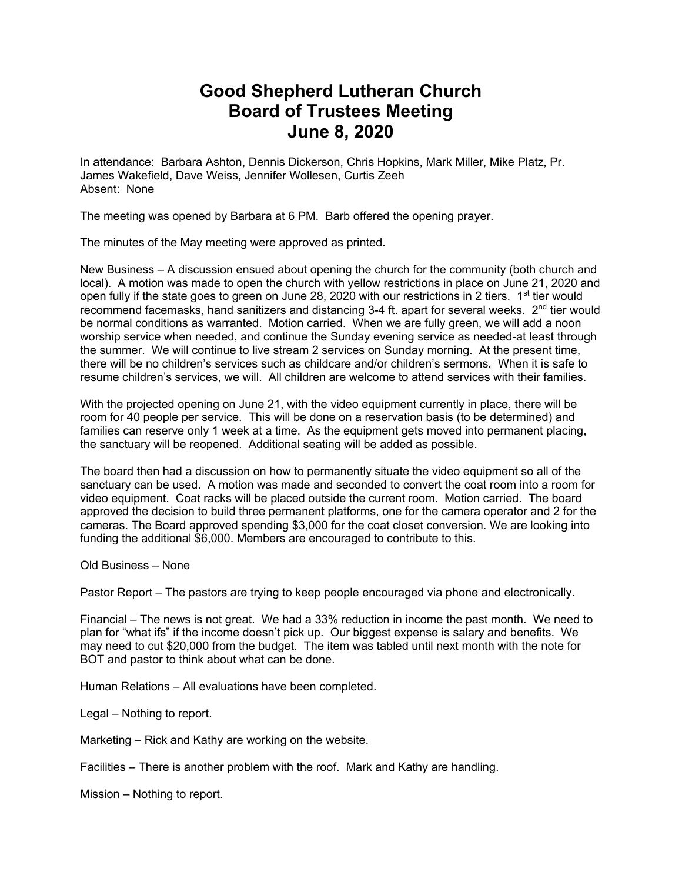# Good Shepherd Lutheran Church
# Board of Trustees Meeting
# June 8, 2020

In attendance: Barbara Ashton, Dennis Dickerson, Chris Hopkins, Mark Miller, Mike Platz, Pr. James Wakefield, Dave Weiss, Jennifer Wollesen, Curtis Zeeh
Absent: None

The meeting was opened by Barbara at 6 PM. Barb offered the opening prayer.

The minutes of the May meeting were approved as printed.

New Business – A discussion ensued about opening the church for the community (both church and local). A motion was made to open the church with yellow restrictions in place on June 21, 2020 and open fully if the state goes to green on June 28, 2020 with our restrictions in 2 tiers. 1st tier would recommend facemasks, hand sanitizers and distancing 3-4 ft. apart for several weeks. 2nd tier would be normal conditions as warranted. Motion carried. When we are fully green, we will add a noon worship service when needed, and continue the Sunday evening service as needed-at least through the summer. We will continue to live stream 2 services on Sunday morning. At the present time, there will be no children's services such as childcare and/or children's sermons. When it is safe to resume children's services, we will. All children are welcome to attend services with their families.

With the projected opening on June 21, with the video equipment currently in place, there will be room for 40 people per service. This will be done on a reservation basis (to be determined) and families can reserve only 1 week at a time. As the equipment gets moved into permanent placing, the sanctuary will be reopened. Additional seating will be added as possible.

The board then had a discussion on how to permanently situate the video equipment so all of the sanctuary can be used. A motion was made and seconded to convert the coat room into a room for video equipment. Coat racks will be placed outside the current room. Motion carried. The board approved the decision to build three permanent platforms, one for the camera operator and 2 for the cameras. The Board approved spending $3,000 for the coat closet conversion. We are looking into funding the additional $6,000. Members are encouraged to contribute to this.

Old Business – None

Pastor Report – The pastors are trying to keep people encouraged via phone and electronically.

Financial – The news is not great. We had a 33% reduction in income the past month. We need to plan for "what ifs" if the income doesn't pick up. Our biggest expense is salary and benefits. We may need to cut $20,000 from the budget. The item was tabled until next month with the note for BOT and pastor to think about what can be done.

Human Relations – All evaluations have been completed.

Legal – Nothing to report.

Marketing – Rick and Kathy are working on the website.

Facilities – There is another problem with the roof. Mark and Kathy are handling.

Mission – Nothing to report.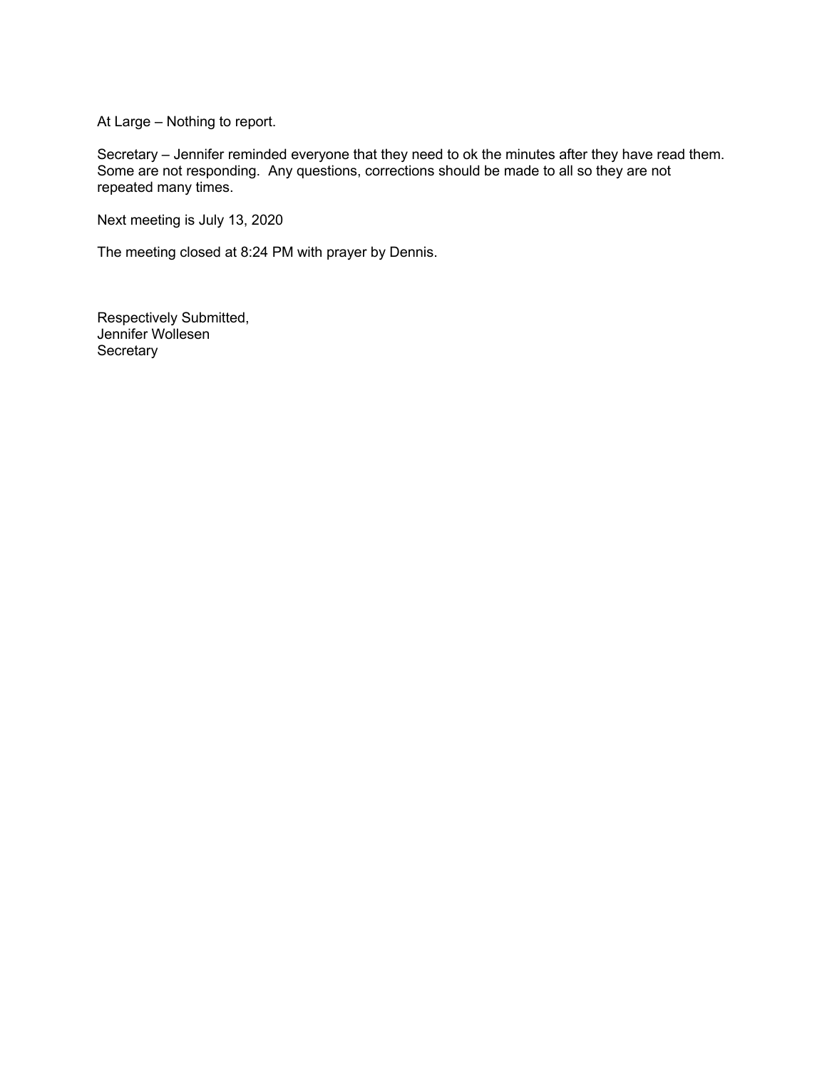At Large – Nothing to report.

Secretary – Jennifer reminded everyone that they need to ok the minutes after they have read them. Some are not responding. Any questions, corrections should be made to all so they are not repeated many times.

Next meeting is July 13, 2020

The meeting closed at 8:24 PM with prayer by Dennis.

Respectively Submitted,  
Jennifer Wollesen  
Secretary